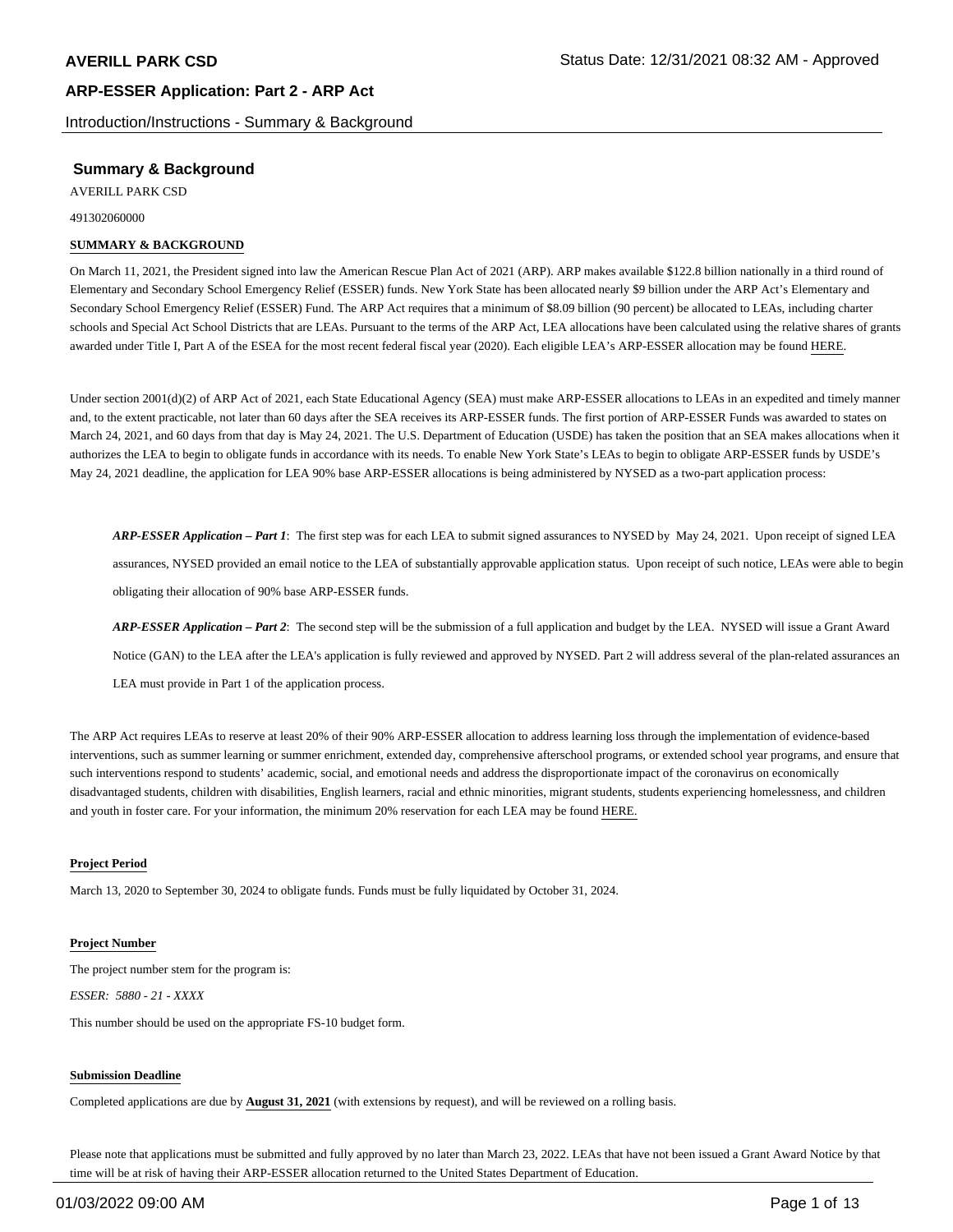# AVERILL PARK CSD

## ARP-ESSER Application: Part 2 - ARP Act

Introduction/Instructions - Summary & Background

### Summary & Background

AVERILL PARK CSD

491302060000

**SUMMARY & BACKGROUND**

On March 11, 2021, the President signed into law the American Rescue Plan Act of 2021 (ARP). ARP makes available $122.8 billion nationally in a third round of Elementary and Secondary School Emergency Relief (ESSER) funds. New York State has been allocated nearly $9 billion under the ARP Act's Elementary and Secondary School Emergency Relief (ESSER) Fund. The ARP Act requires that a minimum of $8.09 billion (90 percent) be allocated to LEAs, including charter schools and Special Act School Districts that are LEAs. Pursuant to the terms of the ARP Act, LEA allocations have been calculated using the relative shares of grants awarded under Title I, Part A of the ESEA for the most recent federal fiscal year (2020). Each eligible LEA's ARP-ESSER allocation may be found HERE.

Under section 2001(d)(2) of ARP Act of 2021, each State Educational Agency (SEA) must make ARP-ESSER allocations to LEAs in an expedited and timely manner and, to the extent practicable, not later than 60 days after the SEA receives its ARP-ESSER funds. The first portion of ARP-ESSER Funds was awarded to states on March 24, 2021, and 60 days from that day is May 24, 2021. The U.S. Department of Education (USDE) has taken the position that an SEA makes allocations when it authorizes the LEA to begin to obligate funds in accordance with its needs. To enable New York State's LEAs to begin to obligate ARP-ESSER funds by USDE's May 24, 2021 deadline, the application for LEA 90% base ARP-ESSER allocations is being administered by NYSED as a two-part application process:

> ***ARP-ESSER Application – Part 1***: The first step was for each LEA to submit signed assurances to NYSED by May 24, 2021. Upon receipt of signed LEA assurances, NYSED provided an email notice to the LEA of substantially approvable application status. Upon receipt of such notice, LEAs were able to begin obligating their allocation of 90% base ARP-ESSER funds.
>
> ***ARP-ESSER Application – Part 2***: The second step will be the submission of a full application and budget by the LEA. NYSED will issue a Grant Award Notice (GAN) to the LEA after the LEA's application is fully reviewed and approved by NYSED. Part 2 will address several of the plan-related assurances an LEA must provide in Part 1 of the application process.

The ARP Act requires LEAs to reserve at least 20% of their 90% ARP-ESSER allocation to address learning loss through the implementation of evidence-based interventions, such as summer learning or summer enrichment, extended day, comprehensive afterschool programs, or extended school year programs, and ensure that such interventions respond to students' academic, social, and emotional needs and address the disproportionate impact of the coronavirus on economically disadvantaged students, children with disabilities, English learners, racial and ethnic minorities, migrant students, students experiencing homelessness, and children and youth in foster care. For your information, the minimum 20% reservation for each LEA may be found HERE.

**Project Period**

March 13, 2020 to September 30, 2024 to obligate funds. Funds must be fully liquidated by October 31, 2024.

**Project Number**

The project number stem for the program is:

*ESSER: 5880 - 21 - XXXX*

This number should be used on the appropriate FS-10 budget form.

**Submission Deadline**

Completed applications are due by **August 31, 2021** (with extensions by request), and will be reviewed on a rolling basis.

Please note that applications must be submitted and fully approved by no later than March 23, 2022. LEAs that have not been issued a Grant Award Notice by that time will be at risk of having their ARP-ESSER allocation returned to the United States Department of Education.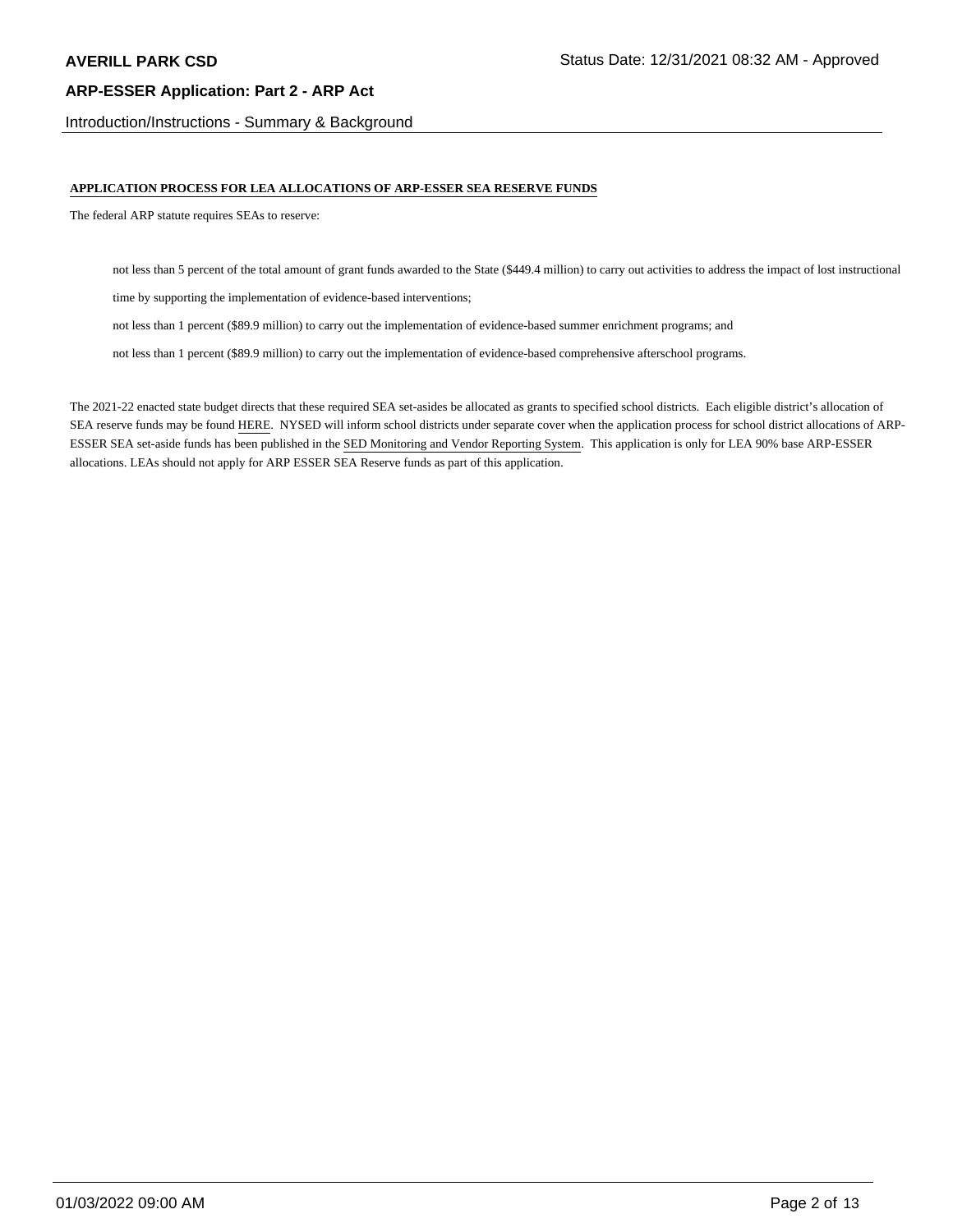## APPLICATION PROCESS FOR LEA ALLOCATIONS OF ARP-ESSER SEA RESERVE FUNDS

The federal ARP statute requires SEAs to reserve:

- not less than 5 percent of the total amount of grant funds awarded to the State ($449.4 million) to carry out activities to address the impact of lost instructional time by supporting the implementation of evidence-based interventions;
- not less than 1 percent ($89.9 million) to carry out the implementation of evidence-based summer enrichment programs; and
- not less than 1 percent ($89.9 million) to carry out the implementation of evidence-based comprehensive afterschool programs.

The 2021-22 enacted state budget directs that these required SEA set-asides be allocated as grants to specified school districts. Each eligible district's allocation of SEA reserve funds may be found HERE. NYSED will inform school districts under separate cover when the application process for school district allocations of ARP-ESSER SEA set-aside funds has been published in the SED Monitoring and Vendor Reporting System. This application is only for LEA 90% base ARP-ESSER allocations. LEAs should not apply for ARP ESSER SEA Reserve funds as part of this application.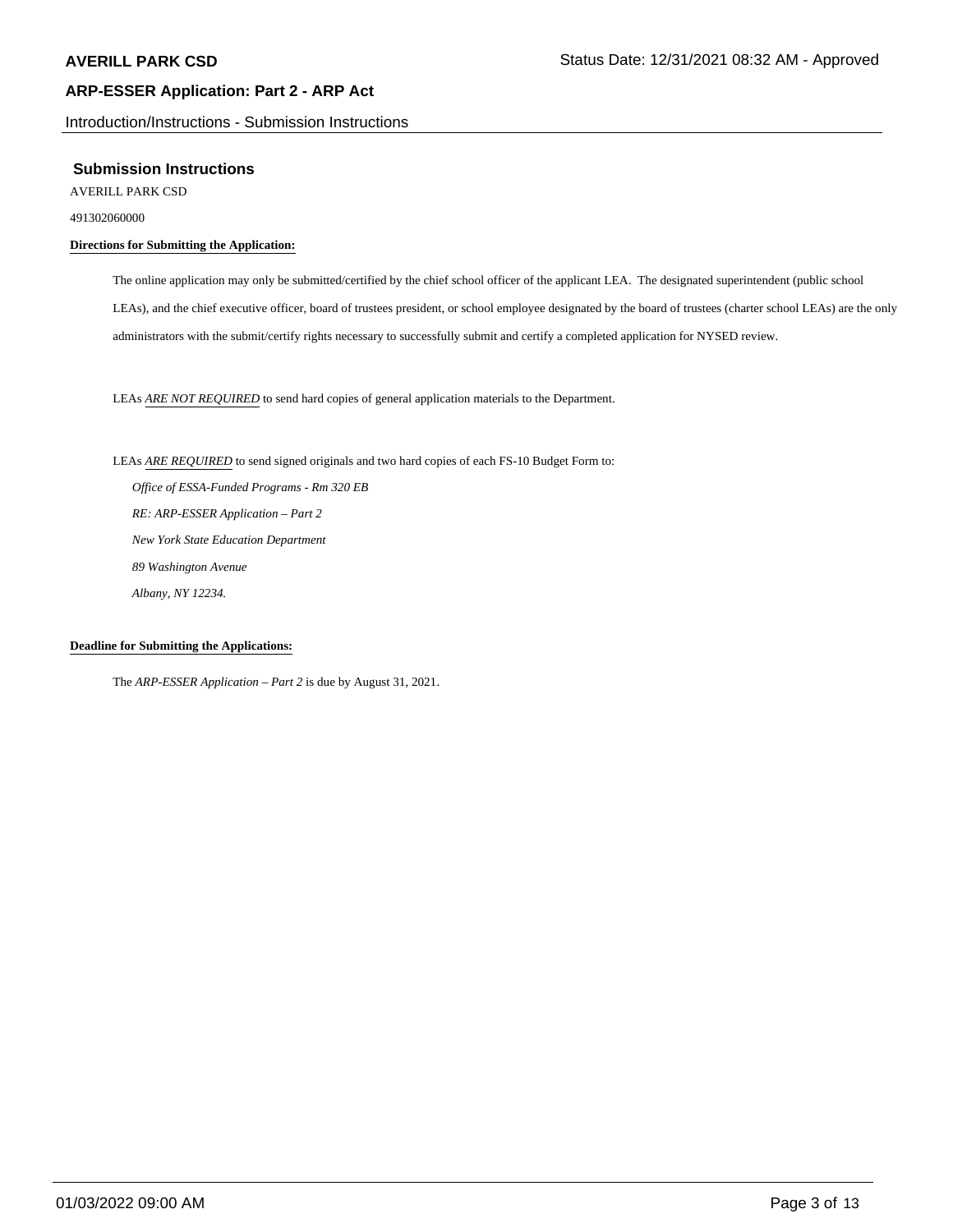## Submission Instructions

AVERILL PARK CSD

491302060000

**Directions for Submitting the Application:**

The online application may only be submitted/certified by the chief school officer of the applicant LEA. The designated superintendent (public school LEAs), and the chief executive officer, board of trustees president, or school employee designated by the board of trustees (charter school LEAs) are the only administrators with the submit/certify rights necessary to successfully submit and certify a completed application for NYSED review.

LEAs *ARE NOT REQUIRED* to send hard copies of general application materials to the Department.

LEAs *ARE REQUIRED* to send signed originals and two hard copies of each FS-10 Budget Form to:

*Office of ESSA-Funded Programs - Rm 320 EB*
*RE: ARP-ESSER Application – Part 2*
*New York State Education Department*
*89 Washington Avenue*
*Albany, NY 12234.*

**Deadline for Submitting the Applications:**

The *ARP-ESSER Application – Part 2* is due by August 31, 2021.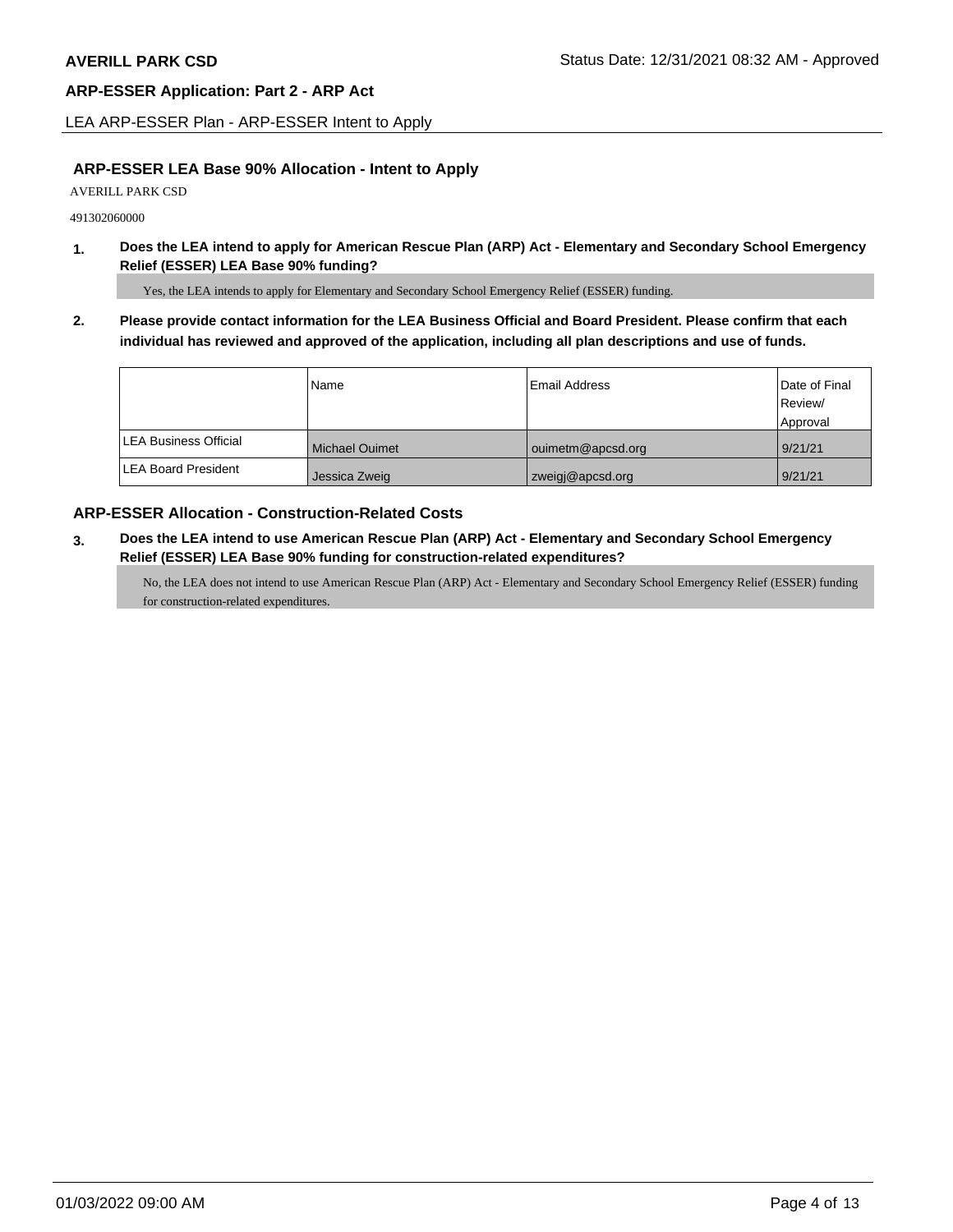## LEA ARP-ESSER Plan - ARP-ESSER Intent to Apply

### ARP-ESSER LEA Base 90% Allocation - Intent to Apply

AVERILL PARK CSD

491302060000

**1. Does the LEA intend to apply for American Rescue Plan (ARP) Act - Elementary and Secondary School Emergency Relief (ESSER) LEA Base 90% funding?**

Yes, the LEA intends to apply for Elementary and Secondary School Emergency Relief (ESSER) funding.

**2. Please provide contact information for the LEA Business Official and Board President. Please confirm that each individual has reviewed and approved of the application, including all plan descriptions and use of funds.**

| | Name | Email Address | Date of Final Review/ Approval |
|---|---|---|---|
| LEA Business Official | Michael Ouimet | ouimetm@apcsd.org | 9/21/21 |
| LEA Board President | Jessica Zweig | zweigj@apcsd.org | 9/21/21 |

### ARP-ESSER Allocation - Construction-Related Costs

**3. Does the LEA intend to use American Rescue Plan (ARP) Act - Elementary and Secondary School Emergency Relief (ESSER) LEA Base 90% funding for construction-related expenditures?**

No, the LEA does not intend to use American Rescue Plan (ARP) Act - Elementary and Secondary School Emergency Relief (ESSER) funding for construction-related expenditures.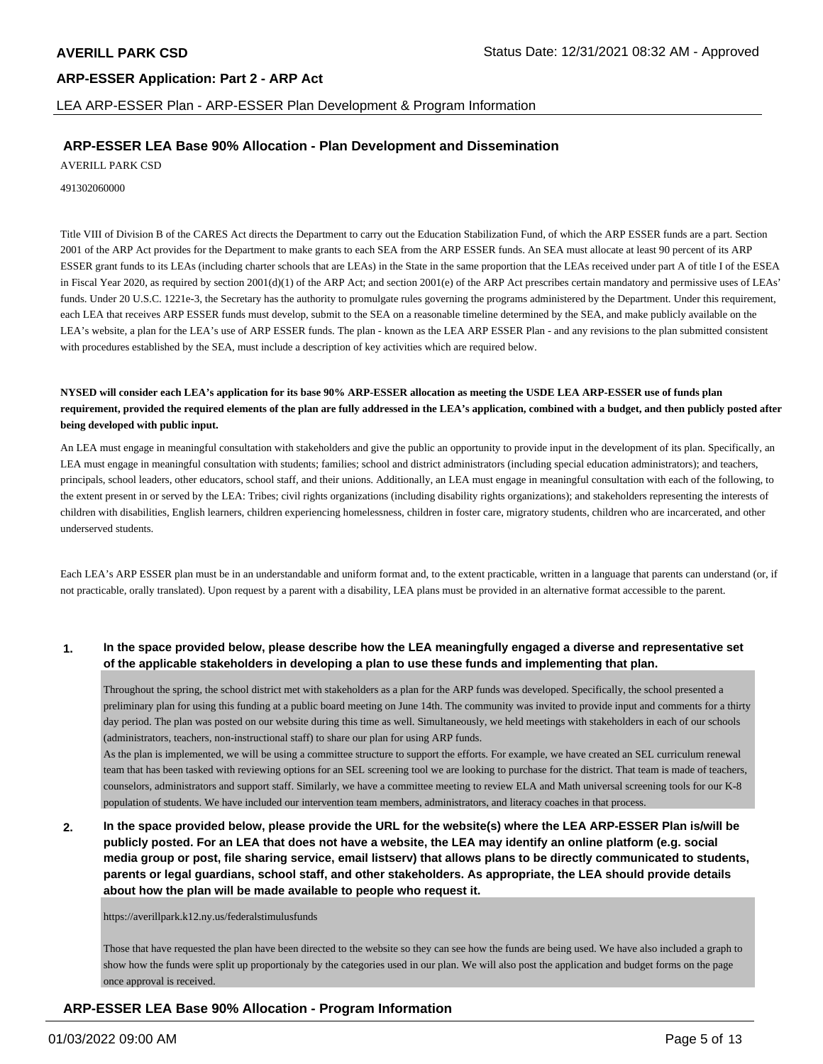## ARP-ESSER LEA Base 90% Allocation - Plan Development and Dissemination

AVERILL PARK CSD

491302060000

Title VIII of Division B of the CARES Act directs the Department to carry out the Education Stabilization Fund, of which the ARP ESSER funds are a part. Section 2001 of the ARP Act provides for the Department to make grants to each SEA from the ARP ESSER funds. An SEA must allocate at least 90 percent of its ARP ESSER grant funds to its LEAs (including charter schools that are LEAs) in the State in the same proportion that the LEAs received under part A of title I of the ESEA in Fiscal Year 2020, as required by section 2001(d)(1) of the ARP Act; and section 2001(e) of the ARP Act prescribes certain mandatory and permissive uses of LEAs' funds. Under 20 U.S.C. 1221e-3, the Secretary has the authority to promulgate rules governing the programs administered by the Department. Under this requirement, each LEA that receives ARP ESSER funds must develop, submit to the SEA on a reasonable timeline determined by the SEA, and make publicly available on the LEA's website, a plan for the LEA's use of ARP ESSER funds. The plan - known as the LEA ARP ESSER Plan - and any revisions to the plan submitted consistent with procedures established by the SEA, must include a description of key activities which are required below.

**NYSED will consider each LEA's application for its base 90% ARP-ESSER allocation as meeting the USDE LEA ARP-ESSER use of funds plan requirement, provided the required elements of the plan are fully addressed in the LEA's application, combined with a budget, and then publicly posted after being developed with public input.**

An LEA must engage in meaningful consultation with stakeholders and give the public an opportunity to provide input in the development of its plan. Specifically, an LEA must engage in meaningful consultation with students; families; school and district administrators (including special education administrators); and teachers, principals, school leaders, other educators, school staff, and their unions. Additionally, an LEA must engage in meaningful consultation with each of the following, to the extent present in or served by the LEA: Tribes; civil rights organizations (including disability rights organizations); and stakeholders representing the interests of children with disabilities, English learners, children experiencing homelessness, children in foster care, migratory students, children who are incarcerated, and other underserved students.

Each LEA's ARP ESSER plan must be in an understandable and uniform format and, to the extent practicable, written in a language that parents can understand (or, if not practicable, orally translated). Upon request by a parent with a disability, LEA plans must be provided in an alternative format accessible to the parent.

**1. In the space provided below, please describe how the LEA meaningfully engaged a diverse and representative set of the applicable stakeholders in developing a plan to use these funds and implementing that plan.**

Throughout the spring, the school district met with stakeholders as a plan for the ARP funds was developed. Specifically, the school presented a preliminary plan for using this funding at a public board meeting on June 14th. The community was invited to provide input and comments for a thirty day period. The plan was posted on our website during this time as well. Simultaneously, we held meetings with stakeholders in each of our schools (administrators, teachers, non-instructional staff) to share our plan for using ARP funds.
As the plan is implemented, we will be using a committee structure to support the efforts. For example, we have created an SEL curriculum renewal team that has been tasked with reviewing options for an SEL screening tool we are looking to purchase for the district. That team is made of teachers, counselors, administrators and support staff. Similarly, we have a committee meeting to review ELA and Math universal screening tools for our K-8 population of students. We have included our intervention team members, administrators, and literacy coaches in that process.

**2. In the space provided below, please provide the URL for the website(s) where the LEA ARP-ESSER Plan is/will be publicly posted. For an LEA that does not have a website, the LEA may identify an online platform (e.g. social media group or post, file sharing service, email listserv) that allows plans to be directly communicated to students, parents or legal guardians, school staff, and other stakeholders. As appropriate, the LEA should provide details about how the plan will be made available to people who request it.**

https://averillpark.k12.ny.us/federalstimulusfunds

Those that have requested the plan have been directed to the website so they can see how the funds are being used. We have also included a graph to show how the funds were split up proportionaly by the categories used in our plan. We will also post the application and budget forms on the page once approval is received.

## ARP-ESSER LEA Base 90% Allocation - Program Information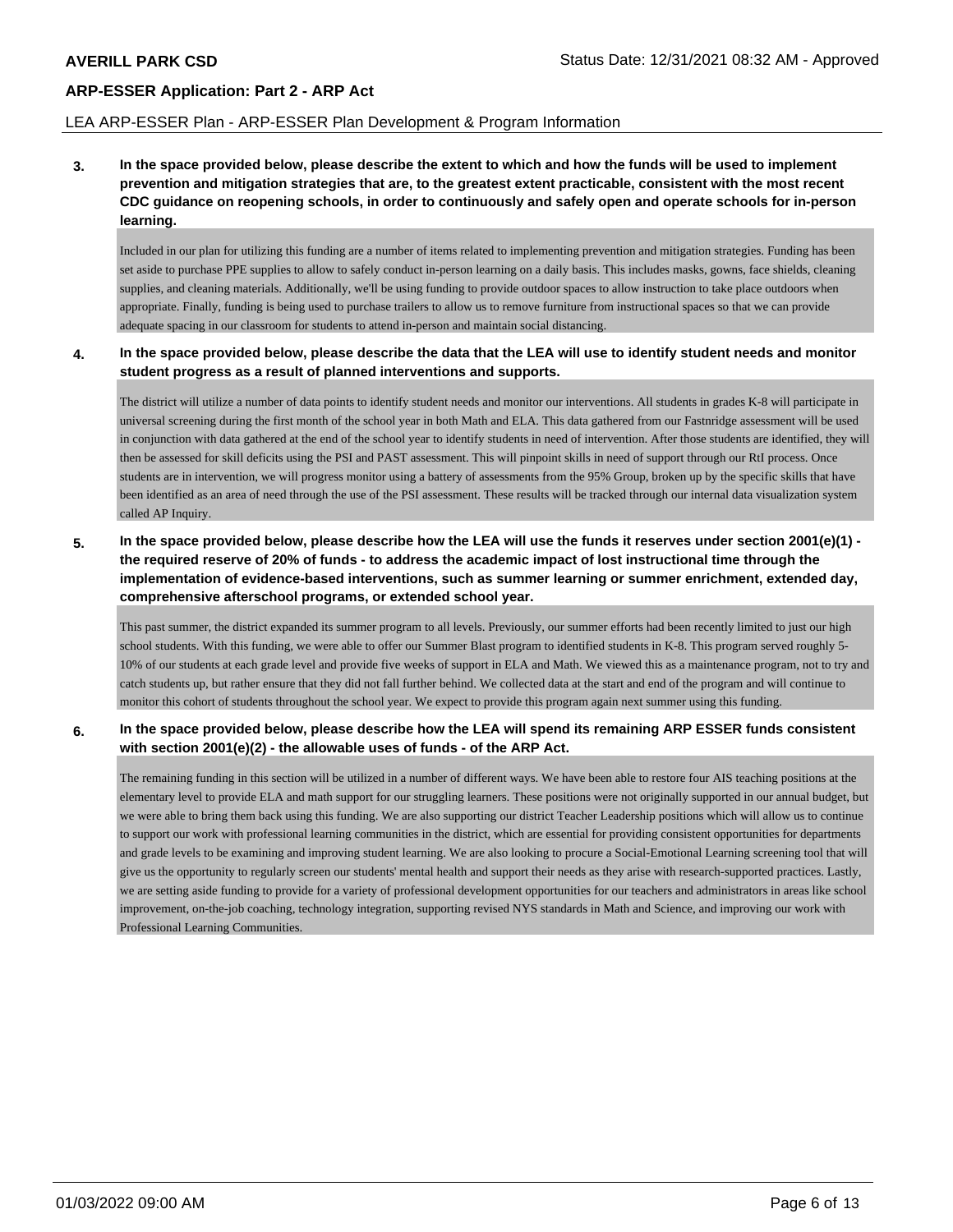**3. In the space provided below, please describe the extent to which and how the funds will be used to implement prevention and mitigation strategies that are, to the greatest extent practicable, consistent with the most recent CDC guidance on reopening schools, in order to continuously and safely open and operate schools for in-person learning.**

Included in our plan for utilizing this funding are a number of items related to implementing prevention and mitigation strategies. Funding has been set aside to purchase PPE supplies to allow to safely conduct in-person learning on a daily basis. This includes masks, gowns, face shields, cleaning supplies, and cleaning materials. Additionally, we'll be using funding to provide outdoor spaces to allow instruction to take place outdoors when appropriate. Finally, funding is being used to purchase trailers to allow us to remove furniture from instructional spaces so that we can provide adequate spacing in our classroom for students to attend in-person and maintain social distancing.

**4. In the space provided below, please describe the data that the LEA will use to identify student needs and monitor student progress as a result of planned interventions and supports.**

The district will utilize a number of data points to identify student needs and monitor our interventions. All students in grades K-8 will participate in universal screening during the first month of the school year in both Math and ELA. This data gathered from our Fastnridge assessment will be used in conjunction with data gathered at the end of the school year to identify students in need of intervention. After those students are identified, they will then be assessed for skill deficits using the PSI and PAST assessment. This will pinpoint skills in need of support through our RtI process. Once students are in intervention, we will progress monitor using a battery of assessments from the 95% Group, broken up by the specific skills that have been identified as an area of need through the use of the PSI assessment. These results will be tracked through our internal data visualization system called AP Inquiry.

**5. In the space provided below, please describe how the LEA will use the funds it reserves under section 2001(e)(1) - the required reserve of 20% of funds - to address the academic impact of lost instructional time through the implementation of evidence-based interventions, such as summer learning or summer enrichment, extended day, comprehensive afterschool programs, or extended school year.**

This past summer, the district expanded its summer program to all levels. Previously, our summer efforts had been recently limited to just our high school students. With this funding, we were able to offer our Summer Blast program to identified students in K-8. This program served roughly 5-10% of our students at each grade level and provide five weeks of support in ELA and Math. We viewed this as a maintenance program, not to try and catch students up, but rather ensure that they did not fall further behind. We collected data at the start and end of the program and will continue to monitor this cohort of students throughout the school year. We expect to provide this program again next summer using this funding.

**6. In the space provided below, please describe how the LEA will spend its remaining ARP ESSER funds consistent with section 2001(e)(2) - the allowable uses of funds - of the ARP Act.**

The remaining funding in this section will be utilized in a number of different ways. We have been able to restore four AIS teaching positions at the elementary level to provide ELA and math support for our struggling learners. These positions were not originally supported in our annual budget, but we were able to bring them back using this funding. We are also supporting our district Teacher Leadership positions which will allow us to continue to support our work with professional learning communities in the district, which are essential for providing consistent opportunities for departments and grade levels to be examining and improving student learning. We are also looking to procure a Social-Emotional Learning screening tool that will give us the opportunity to regularly screen our students' mental health and support their needs as they arise with research-supported practices. Lastly, we are setting aside funding to provide for a variety of professional development opportunities for our teachers and administrators in areas like school improvement, on-the-job coaching, technology integration, supporting revised NYS standards in Math and Science, and improving our work with Professional Learning Communities.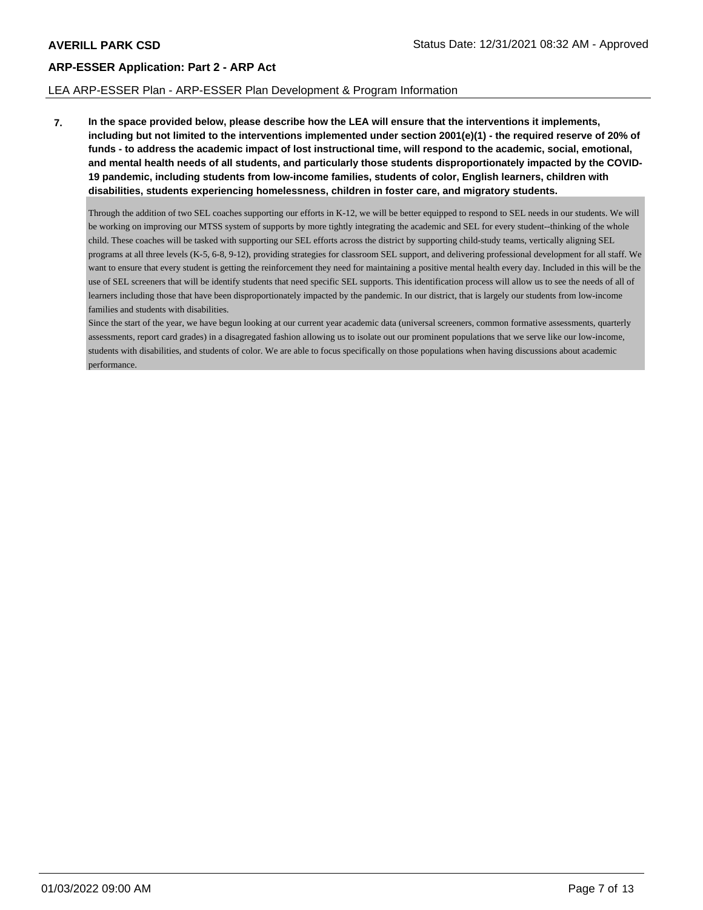**7. In the space provided below, please describe how the LEA will ensure that the interventions it implements, including but not limited to the interventions implemented under section 2001(e)(1) - the required reserve of 20% of funds - to address the academic impact of lost instructional time, will respond to the academic, social, emotional, and mental health needs of all students, and particularly those students disproportionately impacted by the COVID-19 pandemic, including students from low-income families, students of color, English learners, children with disabilities, students experiencing homelessness, children in foster care, and migratory students.**

Through the addition of two SEL coaches supporting our efforts in K-12, we will be better equipped to respond to SEL needs in our students. We will be working on improving our MTSS system of supports by more tightly integrating the academic and SEL for every student--thinking of the whole child. These coaches will be tasked with supporting our SEL efforts across the district by supporting child-study teams, vertically aligning SEL programs at all three levels (K-5, 6-8, 9-12), providing strategies for classroom SEL support, and delivering professional development for all staff. We want to ensure that every student is getting the reinforcement they need for maintaining a positive mental health every day. Included in this will be the use of SEL screeners that will be identify students that need specific SEL supports. This identification process will allow us to see the needs of all of learners including those that have been disproportionately impacted by the pandemic. In our district, that is largely our students from low-income families and students with disabilities.

Since the start of the year, we have begun looking at our current year academic data (universal screeners, common formative assessments, quarterly assessments, report card grades) in a disagregated fashion allowing us to isolate out our prominent populations that we serve like our low-income, students with disabilities, and students of color. We are able to focus specifically on those populations when having discussions about academic performance.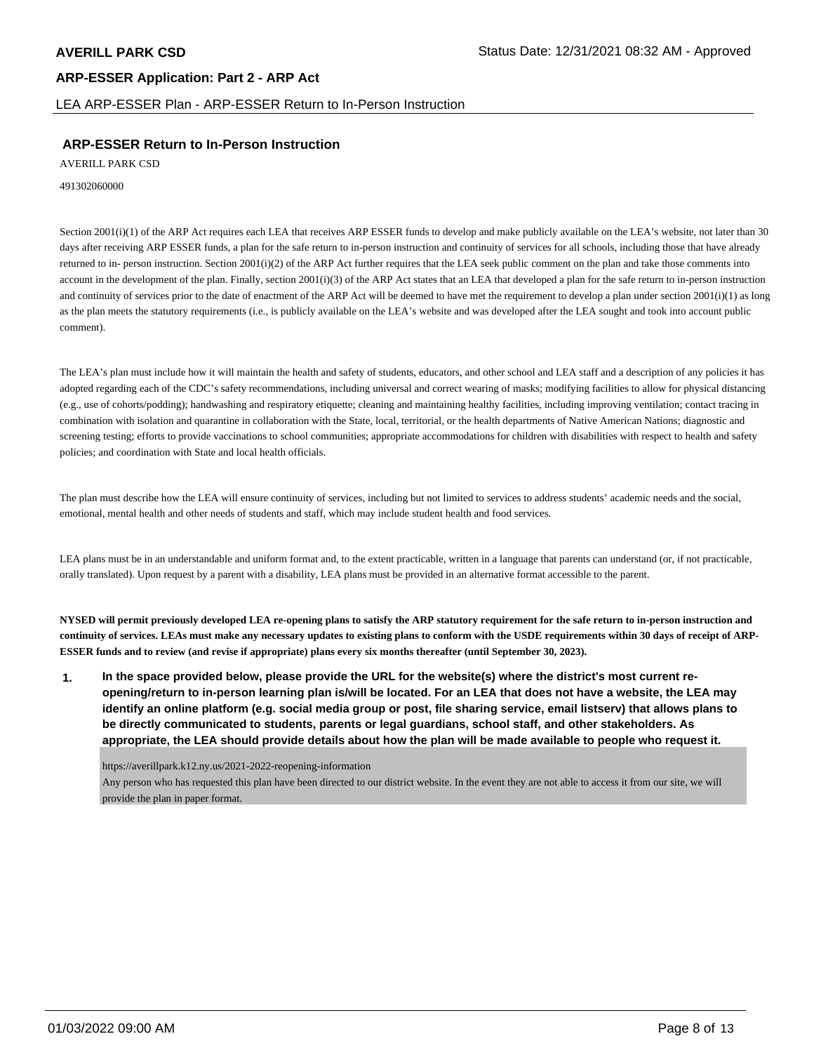## ARP-ESSER Return to In-Person Instruction

AVERILL PARK CSD

491302060000

Section 2001(i)(1) of the ARP Act requires each LEA that receives ARP ESSER funds to develop and make publicly available on the LEA's website, not later than 30 days after receiving ARP ESSER funds, a plan for the safe return to in-person instruction and continuity of services for all schools, including those that have already returned to in- person instruction. Section 2001(i)(2) of the ARP Act further requires that the LEA seek public comment on the plan and take those comments into account in the development of the plan. Finally, section 2001(i)(3) of the ARP Act states that an LEA that developed a plan for the safe return to in-person instruction and continuity of services prior to the date of enactment of the ARP Act will be deemed to have met the requirement to develop a plan under section 2001(i)(1) as long as the plan meets the statutory requirements (i.e., is publicly available on the LEA's website and was developed after the LEA sought and took into account public comment).

The LEA's plan must include how it will maintain the health and safety of students, educators, and other school and LEA staff and a description of any policies it has adopted regarding each of the CDC's safety recommendations, including universal and correct wearing of masks; modifying facilities to allow for physical distancing (e.g., use of cohorts/podding); handwashing and respiratory etiquette; cleaning and maintaining healthy facilities, including improving ventilation; contact tracing in combination with isolation and quarantine in collaboration with the State, local, territorial, or the health departments of Native American Nations; diagnostic and screening testing; efforts to provide vaccinations to school communities; appropriate accommodations for children with disabilities with respect to health and safety policies; and coordination with State and local health officials.

The plan must describe how the LEA will ensure continuity of services, including but not limited to services to address students' academic needs and the social, emotional, mental health and other needs of students and staff, which may include student health and food services.

LEA plans must be in an understandable and uniform format and, to the extent practicable, written in a language that parents can understand (or, if not practicable, orally translated). Upon request by a parent with a disability, LEA plans must be provided in an alternative format accessible to the parent.

**NYSED will permit previously developed LEA re-opening plans to satisfy the ARP statutory requirement for the safe return to in-person instruction and continuity of services. LEAs must make any necessary updates to existing plans to conform with the USDE requirements within 30 days of receipt of ARP-ESSER funds and to review (and revise if appropriate) plans every six months thereafter (until September 30, 2023).**

1. **In the space provided below, please provide the URL for the website(s) where the district's most current re-opening/return to in-person learning plan is/will be located. For an LEA that does not have a website, the LEA may identify an online platform (e.g. social media group or post, file sharing service, email listserv) that allows plans to be directly communicated to students, parents or legal guardians, school staff, and other stakeholders. As appropriate, the LEA should provide details about how the plan will be made available to people who request it.**

   https://averillpark.k12.ny.us/2021-2022-reopening-information
   Any person who has requested this plan have been directed to our district website. In the event they are not able to access it from our site, we will provide the plan in paper format.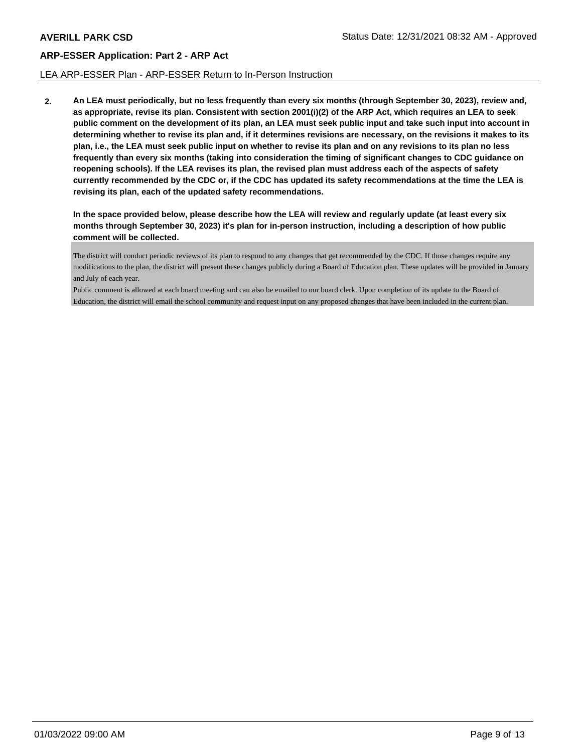LEA ARP-ESSER Plan - ARP-ESSER Return to In-Person Instruction

**2.** **An LEA must periodically, but no less frequently than every six months (through September 30, 2023), review and, as appropriate, revise its plan. Consistent with section 2001(i)(2) of the ARP Act, which requires an LEA to seek public comment on the development of its plan, an LEA must seek public input and take such input into account in determining whether to revise its plan and, if it determines revisions are necessary, on the revisions it makes to its plan, i.e., the LEA must seek public input on whether to revise its plan and on any revisions to its plan no less frequently than every six months (taking into consideration the timing of significant changes to CDC guidance on reopening schools). If the LEA revises its plan, the revised plan must address each of the aspects of safety currently recommended by the CDC or, if the CDC has updated its safety recommendations at the time the LEA is revising its plan, each of the updated safety recommendations.**

**In the space provided below, please describe how the LEA will review and regularly update (at least every six months through September 30, 2023) it's plan for in-person instruction, including a description of how public comment will be collected.**

The district will conduct periodic reviews of its plan to respond to any changes that get recommended by the CDC. If those changes require any modifications to the plan, the district will present these changes publicly during a Board of Education plan. These updates will be provided in January and July of each year.
Public comment is allowed at each board meeting and can also be emailed to our board clerk. Upon completion of its update to the Board of Education, the district will email the school community and request input on any proposed changes that have been included in the current plan.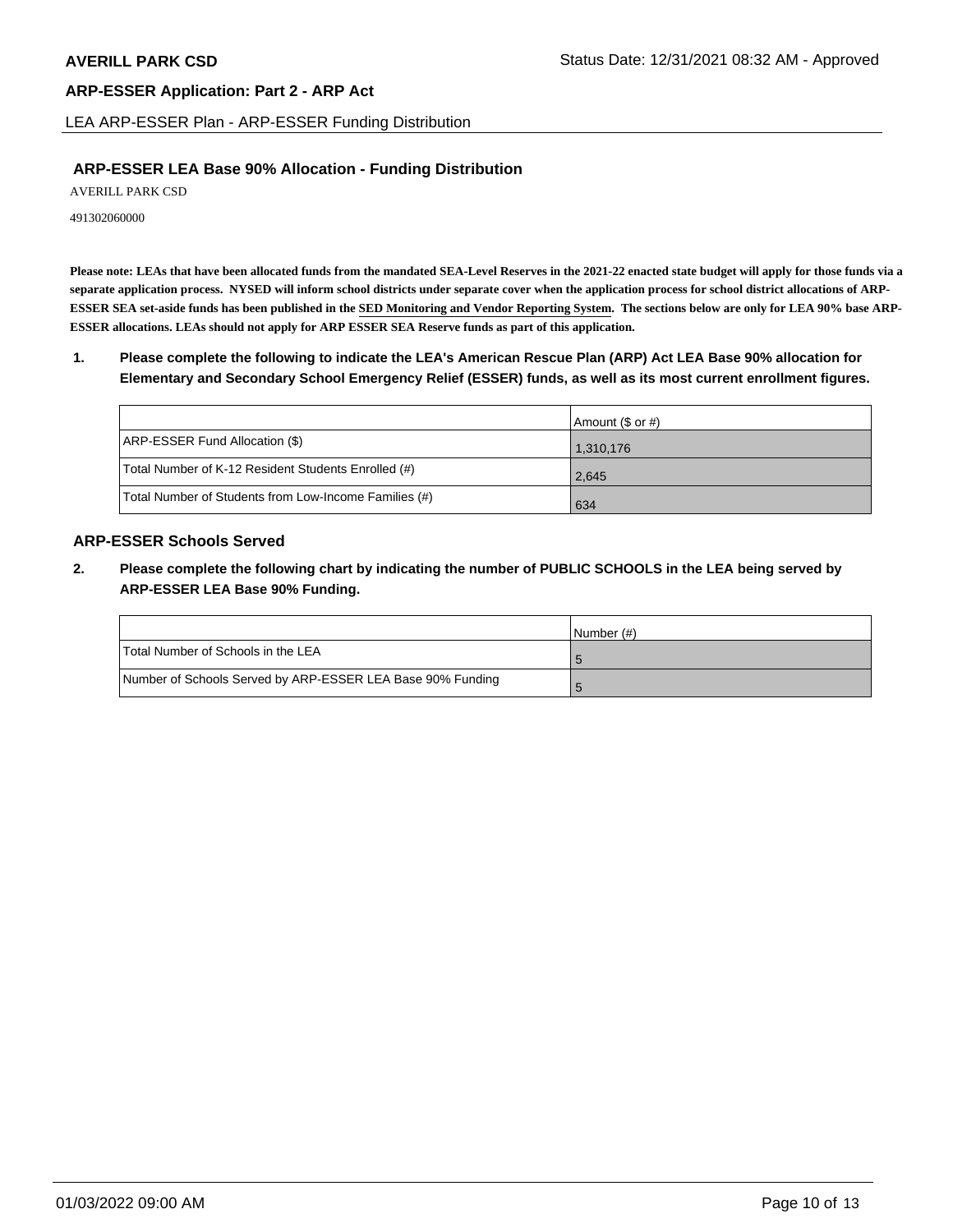## ARP-ESSER LEA Base 90% Allocation - Funding Distribution

AVERILL PARK CSD

491302060000

**Please note: LEAs that have been allocated funds from the mandated SEA-Level Reserves in the 2021-22 enacted state budget will apply for those funds via a separate application process. NYSED will inform school districts under separate cover when the application process for school district allocations of ARP-ESSER SEA set-aside funds has been published in the SED Monitoring and Vendor Reporting System. The sections below are only for LEA 90% base ARP-ESSER allocations. LEAs should not apply for ARP ESSER SEA Reserve funds as part of this application.**

**1. Please complete the following to indicate the LEA's American Rescue Plan (ARP) Act LEA Base 90% allocation for Elementary and Secondary School Emergency Relief (ESSER) funds, as well as its most current enrollment figures.**

| | Amount ($ or #) |
|---|---|
| ARP-ESSER Fund Allocation ($) | 1,310,176 |
| Total Number of K-12 Resident Students Enrolled (#) | 2,645 |
| Total Number of Students from Low-Income Families (#) | 634 |

## ARP-ESSER Schools Served

**2. Please complete the following chart by indicating the number of PUBLIC SCHOOLS in the LEA being served by ARP-ESSER LEA Base 90% Funding.**

| | Number (#) |
|---|---|
| Total Number of Schools in the LEA | 5 |
| Number of Schools Served by ARP-ESSER LEA Base 90% Funding | 5 |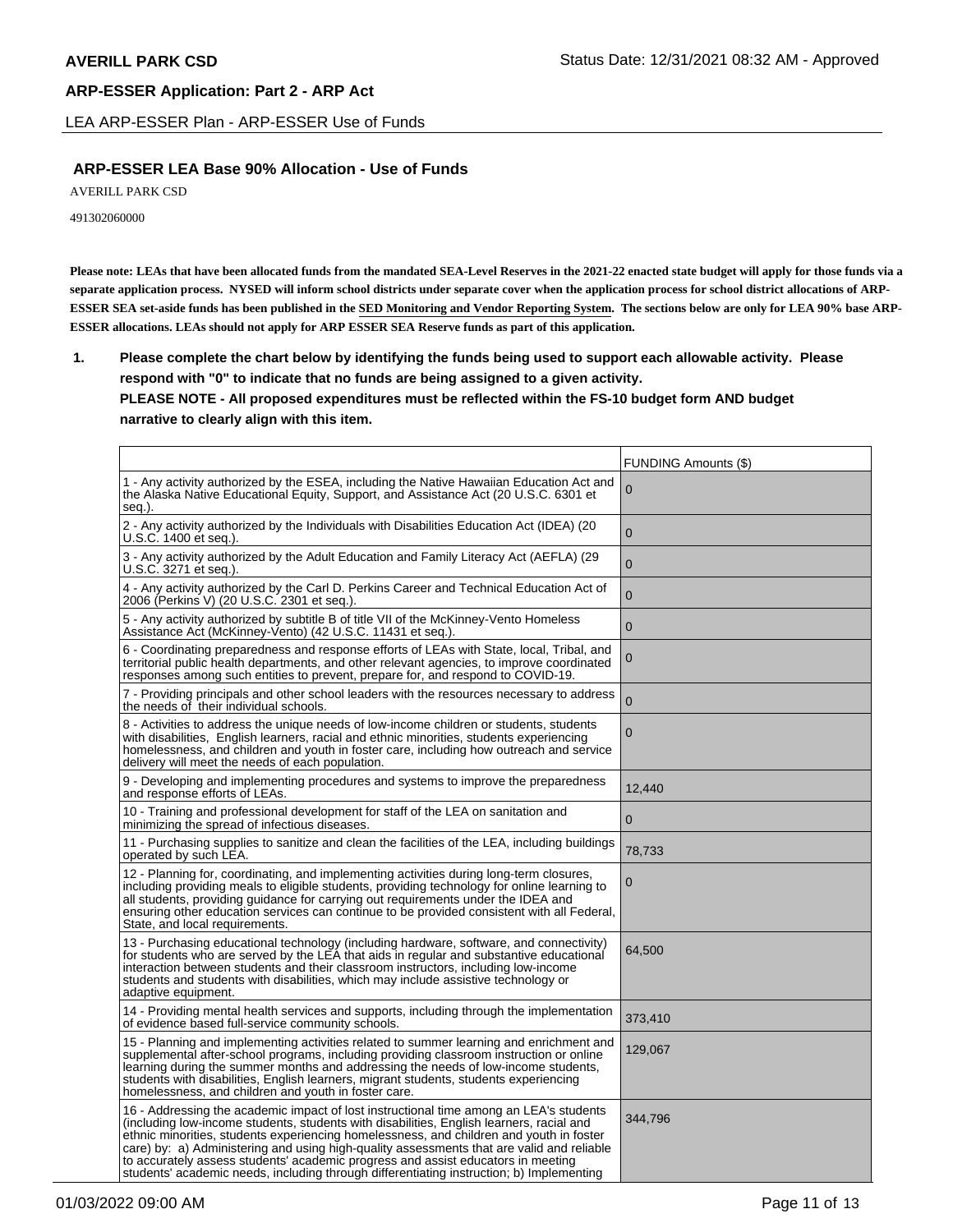## ARP-ESSER LEA Base 90% Allocation - Use of Funds

AVERILL PARK CSD

491302060000

**Please note: LEAs that have been allocated funds from the mandated SEA-Level Reserves in the 2021-22 enacted state budget will apply for those funds via a separate application process. NYSED will inform school districts under separate cover when the application process for school district allocations of ARP-ESSER SEA set-aside funds has been published in the SED Monitoring and Vendor Reporting System. The sections below are only for LEA 90% base ARP-ESSER allocations. LEAs should not apply for ARP ESSER SEA Reserve funds as part of this application.**

**1. Please complete the chart below by identifying the funds being used to support each allowable activity. Please respond with "0" to indicate that no funds are being assigned to a given activity.**
**PLEASE NOTE - All proposed expenditures must be reflected within the FS-10 budget form AND budget narrative to clearly align with this item.**

| | FUNDING Amounts ($) |
|---|---|
| 1 - Any activity authorized by the ESEA, including the Native Hawaiian Education Act and the Alaska Native Educational Equity, Support, and Assistance Act (20 U.S.C. 6301 et seq.). | 0 |
| 2 - Any activity authorized by the Individuals with Disabilities Education Act (IDEA) (20 U.S.C. 1400 et seq.). | 0 |
| 3 - Any activity authorized by the Adult Education and Family Literacy Act (AEFLA) (29 U.S.C. 3271 et seq.). | 0 |
| 4 - Any activity authorized by the Carl D. Perkins Career and Technical Education Act of 2006 (Perkins V) (20 U.S.C. 2301 et seq.). | 0 |
| 5 - Any activity authorized by subtitle B of title VII of the McKinney-Vento Homeless Assistance Act (McKinney-Vento) (42 U.S.C. 11431 et seq.). | 0 |
| 6 - Coordinating preparedness and response efforts of LEAs with State, local, Tribal, and territorial public health departments, and other relevant agencies, to improve coordinated responses among such entities to prevent, prepare for, and respond to COVID-19. | 0 |
| 7 - Providing principals and other school leaders with the resources necessary to address the needs of their individual schools. | 0 |
| 8 - Activities to address the unique needs of low-income children or students, students with disabilities, English learners, racial and ethnic minorities, students experiencing homelessness, and children and youth in foster care, including how outreach and service delivery will meet the needs of each population. | 0 |
| 9 - Developing and implementing procedures and systems to improve the preparedness and response efforts of LEAs. | 12,440 |
| 10 - Training and professional development for staff of the LEA on sanitation and minimizing the spread of infectious diseases. | 0 |
| 11 - Purchasing supplies to sanitize and clean the facilities of the LEA, including buildings operated by such LEA. | 78,733 |
| 12 - Planning for, coordinating, and implementing activities during long-term closures, including providing meals to eligible students, providing technology for online learning to all students, providing guidance for carrying out requirements under the IDEA and ensuring other education services can continue to be provided consistent with all Federal, State, and local requirements. | 0 |
| 13 - Purchasing educational technology (including hardware, software, and connectivity) for students who are served by the LEA that aids in regular and substantive educational interaction between students and their classroom instructors, including low-income students and students with disabilities, which may include assistive technology or adaptive equipment. | 64,500 |
| 14 - Providing mental health services and supports, including through the implementation of evidence based full-service community schools. | 373,410 |
| 15 - Planning and implementing activities related to summer learning and enrichment and supplemental after-school programs, including providing classroom instruction or online learning during the summer months and addressing the needs of low-income students, students with disabilities, English learners, migrant students, students experiencing homelessness, and children and youth in foster care. | 129,067 |
| 16 - Addressing the academic impact of lost instructional time among an LEA's students (including low-income students, students with disabilities, English learners, racial and ethnic minorities, students experiencing homelessness, and children and youth in foster care) by: a) Administering and using high-quality assessments that are valid and reliable to accurately assess students' academic progress and assist educators in meeting students' academic needs, including through differentiating instruction; b) Implementing | 344,796 |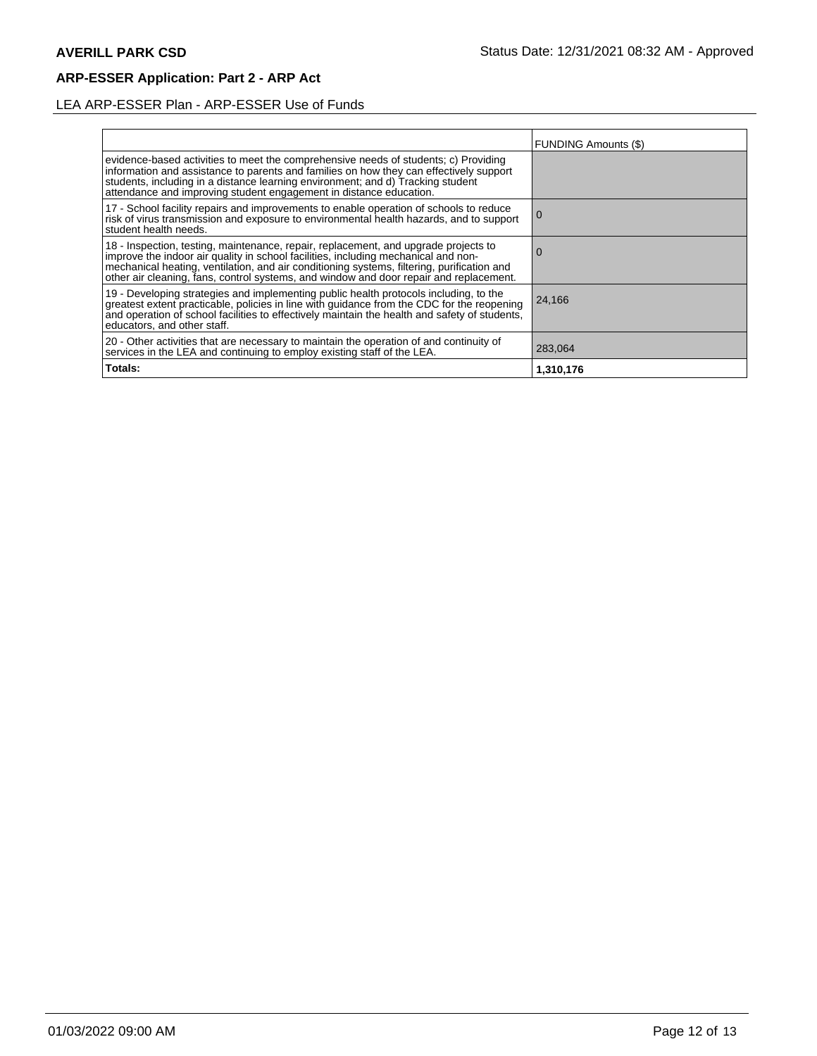## ARP-ESSER Application: Part 2 - ARP Act

LEA ARP-ESSER Plan - ARP-ESSER Use of Funds

| | FUNDING Amounts ($) |
|---|---|
| evidence-based activities to meet the comprehensive needs of students; c) Providing information and assistance to parents and families on how they can effectively support students, including in a distance learning environment; and d) Tracking student attendance and improving student engagement in distance education. | |
| 17 - School facility repairs and improvements to enable operation of schools to reduce risk of virus transmission and exposure to environmental health hazards, and to support student health needs. | 0 |
| 18 - Inspection, testing, maintenance, repair, replacement, and upgrade projects to improve the indoor air quality in school facilities, including mechanical and non-mechanical heating, ventilation, and air conditioning systems, filtering, purification and other air cleaning, fans, control systems, and window and door repair and replacement. | 0 |
| 19 - Developing strategies and implementing public health protocols including, to the greatest extent practicable, policies in line with guidance from the CDC for the reopening and operation of school facilities to effectively maintain the health and safety of students, educators, and other staff. | 24,166 |
| 20 - Other activities that are necessary to maintain the operation of and continuity of services in the LEA and continuing to employ existing staff of the LEA. | 283,064 |
| **Totals:** | **1,310,176** |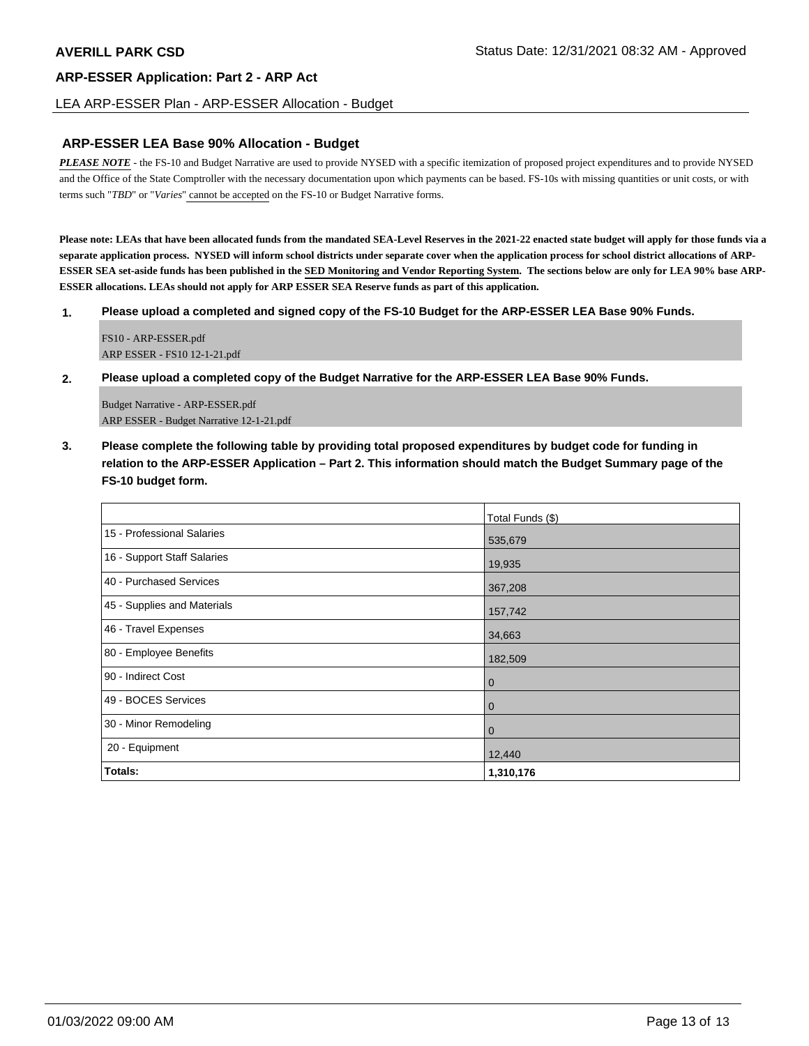**AVERILL PARK CSD** Status Date: 12/31/2021 08:32 AM - Approved

## ARP-ESSER Application: Part 2 - ARP Act

LEA ARP-ESSER Plan - ARP-ESSER Allocation - Budget

### ARP-ESSER LEA Base 90% Allocation - Budget

***PLEASE NOTE*** - the FS-10 and Budget Narrative are used to provide NYSED with a specific itemization of proposed project expenditures and to provide NYSED and the Office of the State Comptroller with the necessary documentation upon which payments can be based. FS-10s with missing quantities or unit costs, or with terms such "*TBD*" or "*Varies*" cannot be accepted on the FS-10 or Budget Narrative forms.

**Please note: LEAs that have been allocated funds from the mandated SEA-Level Reserves in the 2021-22 enacted state budget will apply for those funds via a separate application process. NYSED will inform school districts under separate cover when the application process for school district allocations of ARP-ESSER SEA set-aside funds has been published in the SED Monitoring and Vendor Reporting System. The sections below are only for LEA 90% base ARP-ESSER allocations. LEAs should not apply for ARP ESSER SEA Reserve funds as part of this application.**

**1. Please upload a completed and signed copy of the FS-10 Budget for the ARP-ESSER LEA Base 90% Funds.**

FS10 - ARP-ESSER.pdf
ARP ESSER - FS10 12-1-21.pdf

**2. Please upload a completed copy of the Budget Narrative for the ARP-ESSER LEA Base 90% Funds.**

Budget Narrative - ARP-ESSER.pdf
ARP ESSER - Budget Narrative 12-1-21.pdf

**3. Please complete the following table by providing total proposed expenditures by budget code for funding in relation to the ARP-ESSER Application – Part 2. This information should match the Budget Summary page of the FS-10 budget form.**

| | Total Funds ($) |
|---|---|
| 15 - Professional Salaries | 535,679 |
| 16 - Support Staff Salaries | 19,935 |
| 40 - Purchased Services | 367,208 |
| 45 - Supplies and Materials | 157,742 |
| 46 - Travel Expenses | 34,663 |
| 80 - Employee Benefits | 182,509 |
| 90 - Indirect Cost | 0 |
| 49 - BOCES Services | 0 |
| 30 - Minor Remodeling | 0 |
| 20 - Equipment | 12,440 |
| **Totals:** | **1,310,176** |